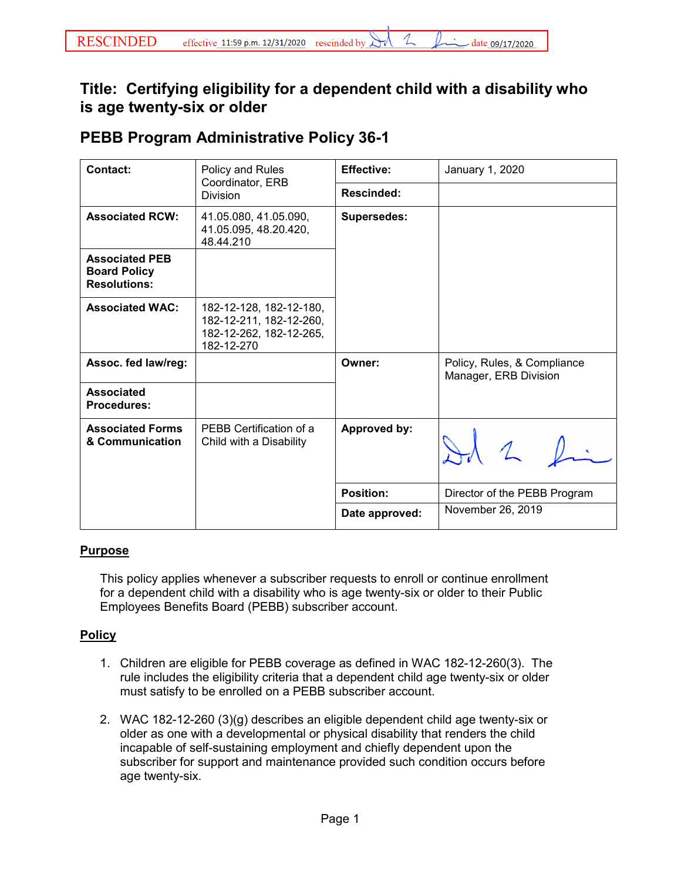RESCINDED effective 11:59 p.m. 12/31/2020 rescinded by [signature] date 09/17/2020

# Title: Certifying eligibility for a dependent child with a disability who is age twenty-six or older

## PEBB Program Administrative Policy 36-1

| Contact: | Policy and Rules Coordinator, ERB Division | Effective: | January 1, 2020 |
|---|---|---|---|
| | | Rescinded: | |
| Associated RCW: | 41.05.080, 41.05.090, 41.05.095, 48.20.420, 48.44.210 | Supersedes: | |
| Associated PEB Board Policy Resolutions: | | | |
| Associated WAC: | 182-12-128, 182-12-180, 182-12-211, 182-12-260, 182-12-262, 182-12-265, 182-12-270 | | |
| Assoc. fed law/reg: | | Owner: | Policy, Rules, & Compliance Manager, ERB Division |
| Associated Procedures: | | | |
| Associated Forms & Communication | PEBB Certification of a Child with a Disability | Approved by: | [signature] |
| | | Position: | Director of the PEBB Program |
| | | Date approved: | November 26, 2019 |

## Purpose

This policy applies whenever a subscriber requests to enroll or continue enrollment for a dependent child with a disability who is age twenty-six or older to their Public Employees Benefits Board (PEBB) subscriber account.

## Policy

1. Children are eligible for PEBB coverage as defined in WAC 182-12-260(3). The rule includes the eligibility criteria that a dependent child age twenty-six or older must satisfy to be enrolled on a PEBB subscriber account.

2. WAC 182-12-260 (3)(g) describes an eligible dependent child age twenty-six or older as one with a developmental or physical disability that renders the child incapable of self-sustaining employment and chiefly dependent upon the subscriber for support and maintenance provided such condition occurs before age twenty-six.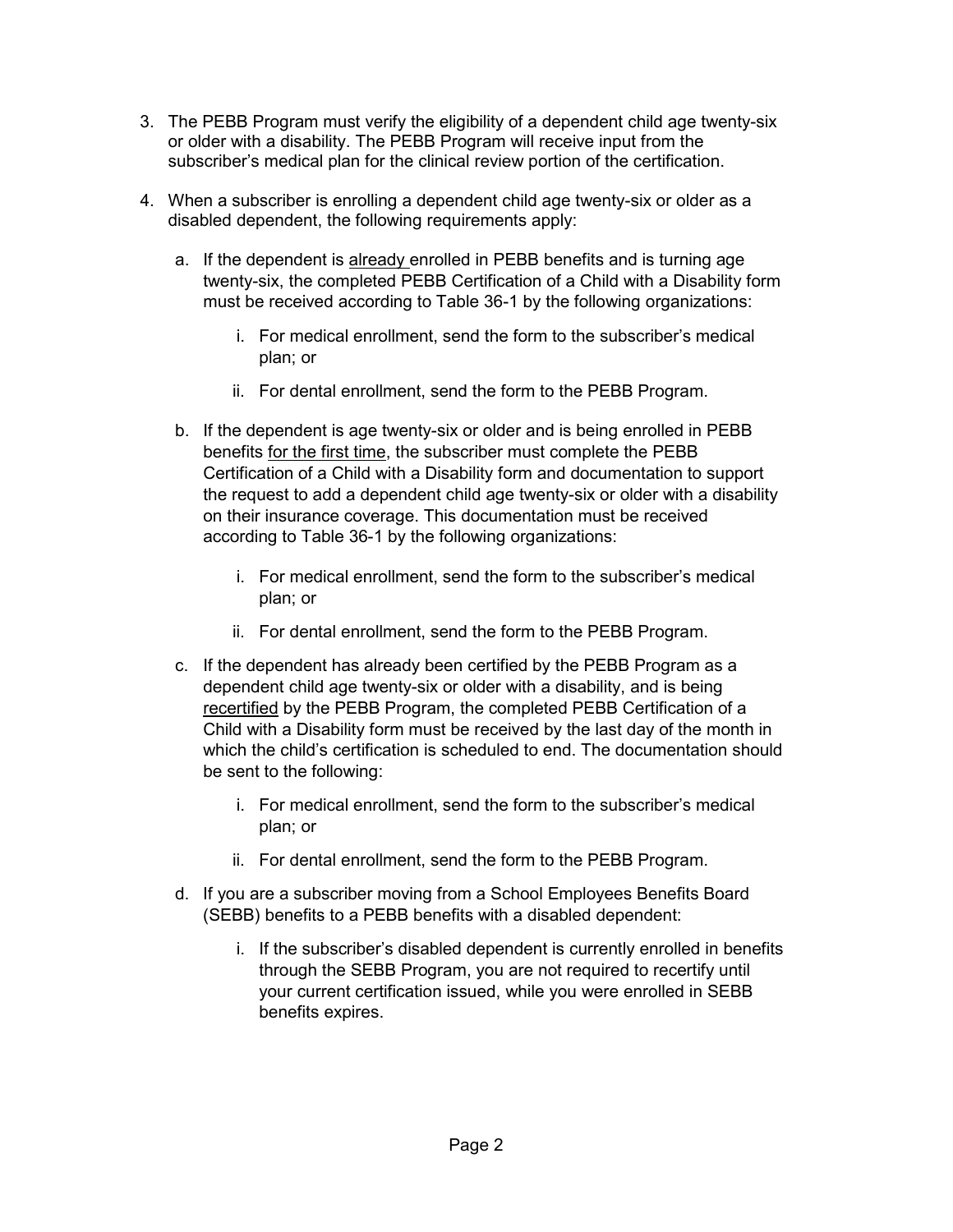3. The PEBB Program must verify the eligibility of a dependent child age twenty-six or older with a disability. The PEBB Program will receive input from the subscriber's medical plan for the clinical review portion of the certification.

4. When a subscriber is enrolling a dependent child age twenty-six or older as a disabled dependent, the following requirements apply:

   a. If the dependent is already enrolled in PEBB benefits and is turning age twenty-six, the completed PEBB Certification of a Child with a Disability form must be received according to Table 36-1 by the following organizations:

      i. For medical enrollment, send the form to the subscriber's medical plan; or

      ii. For dental enrollment, send the form to the PEBB Program.

   b. If the dependent is age twenty-six or older and is being enrolled in PEBB benefits for the first time, the subscriber must complete the PEBB Certification of a Child with a Disability form and documentation to support the request to add a dependent child age twenty-six or older with a disability on their insurance coverage. This documentation must be received according to Table 36-1 by the following organizations:

      i. For medical enrollment, send the form to the subscriber's medical plan; or

      ii. For dental enrollment, send the form to the PEBB Program.

   c. If the dependent has already been certified by the PEBB Program as a dependent child age twenty-six or older with a disability, and is being recertified by the PEBB Program, the completed PEBB Certification of a Child with a Disability form must be received by the last day of the month in which the child's certification is scheduled to end. The documentation should be sent to the following:

      i. For medical enrollment, send the form to the subscriber's medical plan; or

      ii. For dental enrollment, send the form to the PEBB Program.

   d. If you are a subscriber moving from a School Employees Benefits Board (SEBB) benefits to a PEBB benefits with a disabled dependent:

      i. If the subscriber's disabled dependent is currently enrolled in benefits through the SEBB Program, you are not required to recertify until your current certification issued, while you were enrolled in SEBB benefits expires.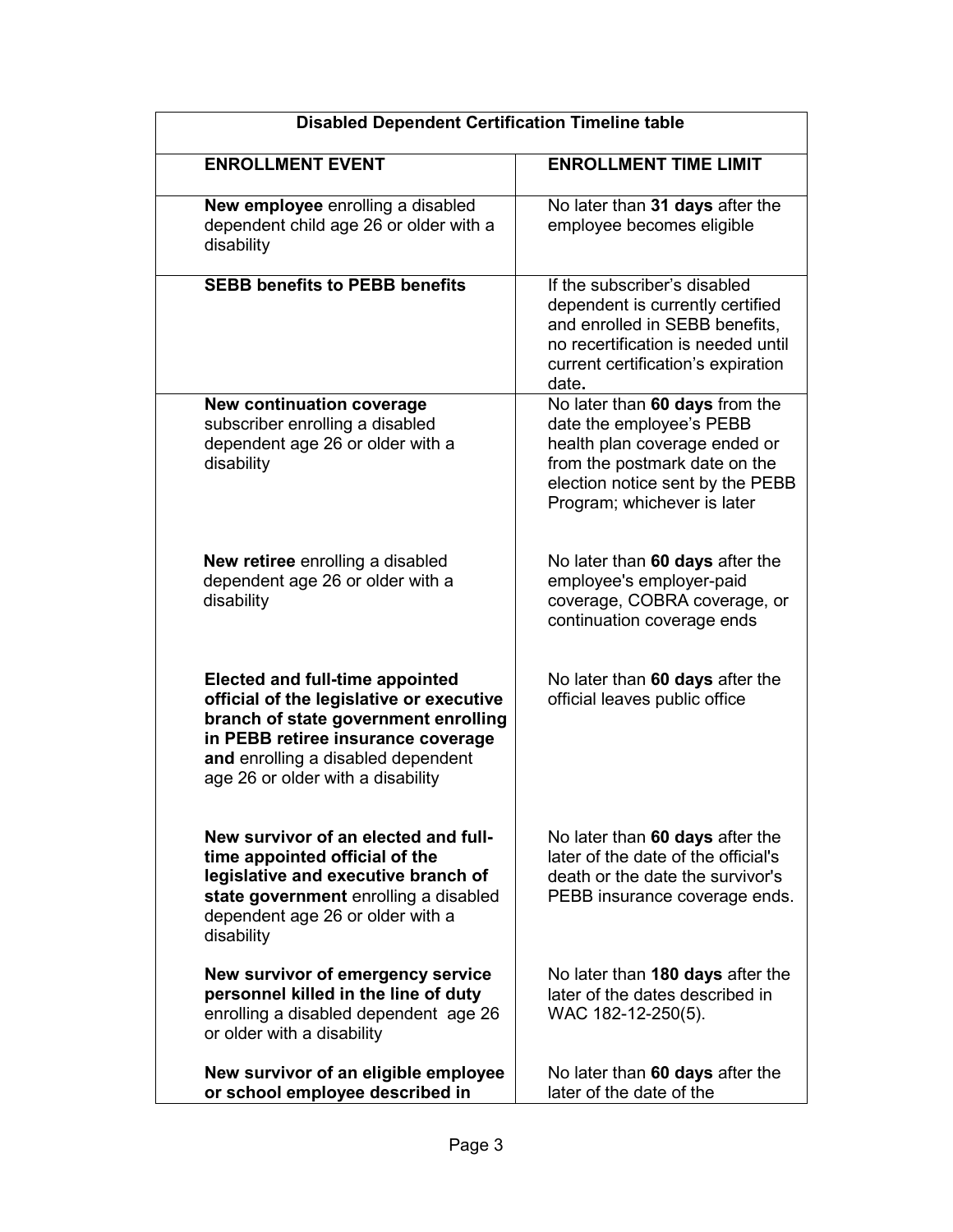| Disabled Dependent Certification Timeline table | |
|---|---|
| **ENROLLMENT EVENT** | **ENROLLMENT TIME LIMIT** |
| **New employee** enrolling a disabled dependent child age 26 or older with a disability | No later than **31 days** after the employee becomes eligible |
| **SEBB benefits to PEBB benefits** | If the subscriber's disabled dependent is currently certified and enrolled in SEBB benefits, no recertification is needed until current certification's expiration date**.** |
| **New continuation coverage** subscriber enrolling a disabled dependent age 26 or older with a disability | No later than **60 days** from the date the employee's PEBB health plan coverage ended or from the postmark date on the election notice sent by the PEBB Program; whichever is later |
| **New retiree** enrolling a disabled dependent age 26 or older with a disability | No later than **60 days** after the employee's employer-paid coverage, COBRA coverage, or continuation coverage ends |
| **Elected and full-time appointed official of the legislative or executive branch of state government enrolling in PEBB retiree insurance coverage and** enrolling a disabled dependent age 26 or older with a disability | No later than **60 days** after the official leaves public office |
| **New survivor of an elected and full-time appointed official of the legislative and executive branch of state government** enrolling a disabled dependent age 26 or older with a disability | No later than **60 days** after the later of the date of the official's death or the date the survivor's PEBB insurance coverage ends. |
| **New survivor of emergency service personnel killed in the line of duty** enrolling a disabled dependent age 26 or older with a disability | No later than **180 days** after the later of the dates described in WAC 182-12-250(5). |
| **New survivor of an eligible employee or school employee described in** | No later than **60 days** after the later of the date of the |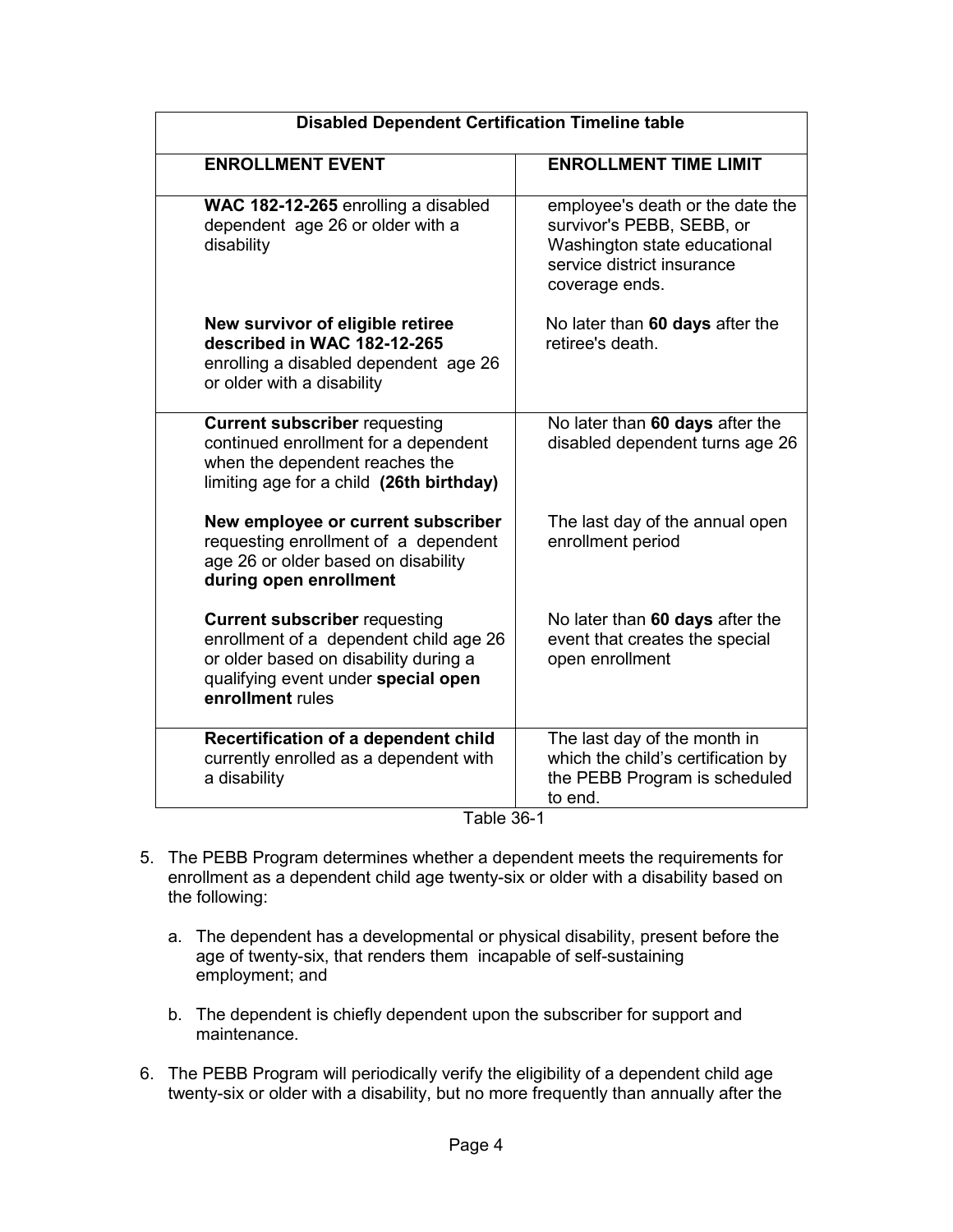| Disabled Dependent Certification Timeline table | |
|---|---|
| **ENROLLMENT EVENT** | **ENROLLMENT TIME LIMIT** |
| **WAC 182-12-265** enrolling a disabled dependent age 26 or older with a disability | employee's death or the date the survivor's PEBB, SEBB, or Washington state educational service district insurance coverage ends. |
| **New survivor of eligible retiree described in WAC 182-12-265** enrolling a disabled dependent age 26 or older with a disability | No later than **60 days** after the retiree's death. |
| **Current subscriber** requesting continued enrollment for a dependent when the dependent reaches the limiting age for a child **(26th birthday)** | No later than **60 days** after the disabled dependent turns age 26 |
| **New employee or current subscriber** requesting enrollment of a dependent age 26 or older based on disability **during open enrollment** | The last day of the annual open enrollment period |
| **Current subscriber** requesting enrollment of a dependent child age 26 or older based on disability during a qualifying event under **special open enrollment** rules | No later than **60 days** after the event that creates the special open enrollment |
| **Recertification of a dependent child** currently enrolled as a dependent with a disability | The last day of the month in which the child's certification by the PEBB Program is scheduled to end. |

Table 36-1

5. The PEBB Program determines whether a dependent meets the requirements for enrollment as a dependent child age twenty-six or older with a disability based on the following:

   a. The dependent has a developmental or physical disability, present before the age of twenty-six, that renders them incapable of self-sustaining employment; and

   b. The dependent is chiefly dependent upon the subscriber for support and maintenance.

6. The PEBB Program will periodically verify the eligibility of a dependent child age twenty-six or older with a disability, but no more frequently than annually after the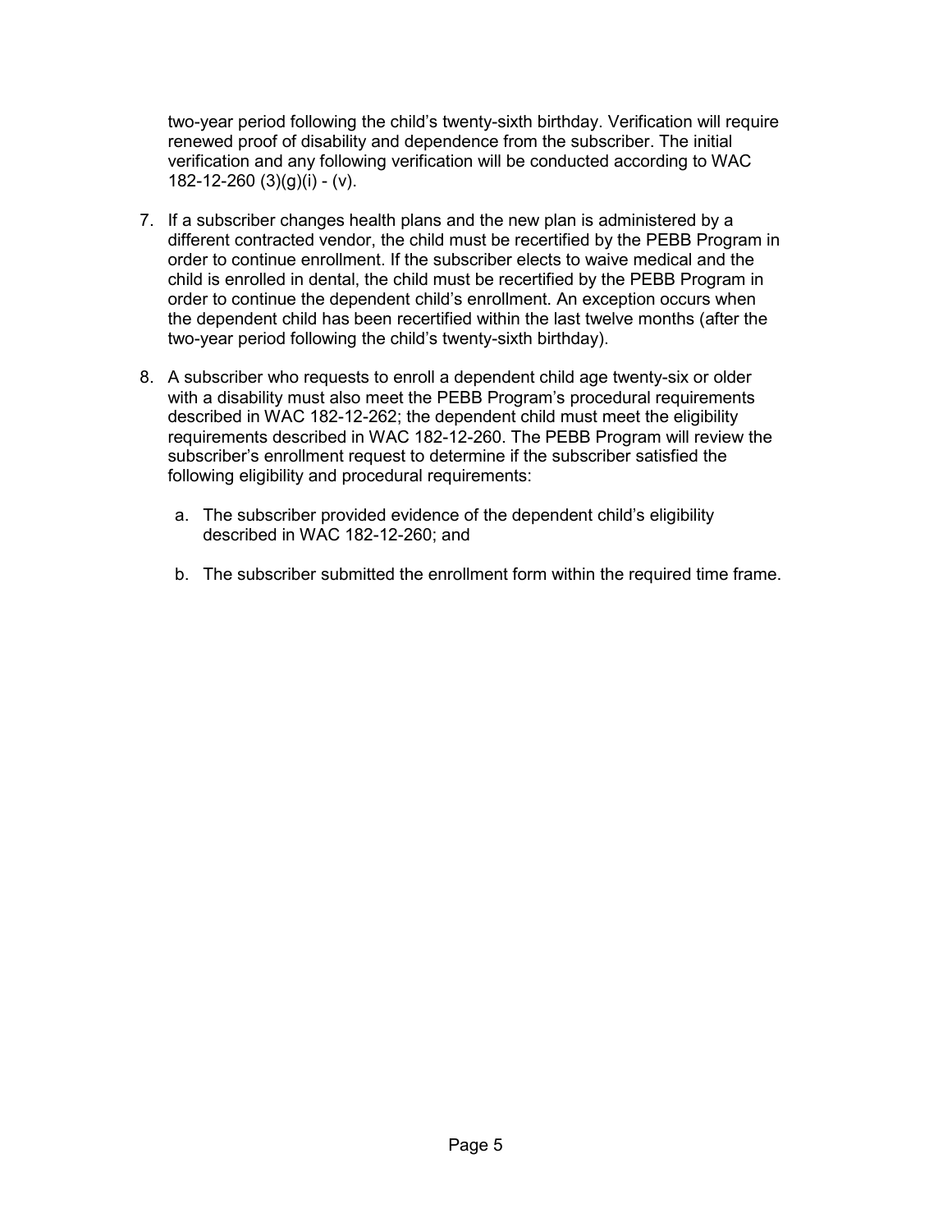two-year period following the child's twenty-sixth birthday. Verification will require renewed proof of disability and dependence from the subscriber. The initial verification and any following verification will be conducted according to WAC 182-12-260 (3)(g)(i) - (v).

7. If a subscriber changes health plans and the new plan is administered by a different contracted vendor, the child must be recertified by the PEBB Program in order to continue enrollment. If the subscriber elects to waive medical and the child is enrolled in dental, the child must be recertified by the PEBB Program in order to continue the dependent child's enrollment. An exception occurs when the dependent child has been recertified within the last twelve months (after the two-year period following the child's twenty-sixth birthday).

8. A subscriber who requests to enroll a dependent child age twenty-six or older with a disability must also meet the PEBB Program's procedural requirements described in WAC 182-12-262; the dependent child must meet the eligibility requirements described in WAC 182-12-260. The PEBB Program will review the subscriber's enrollment request to determine if the subscriber satisfied the following eligibility and procedural requirements:

   a. The subscriber provided evidence of the dependent child's eligibility described in WAC 182-12-260; and

   b. The subscriber submitted the enrollment form within the required time frame.